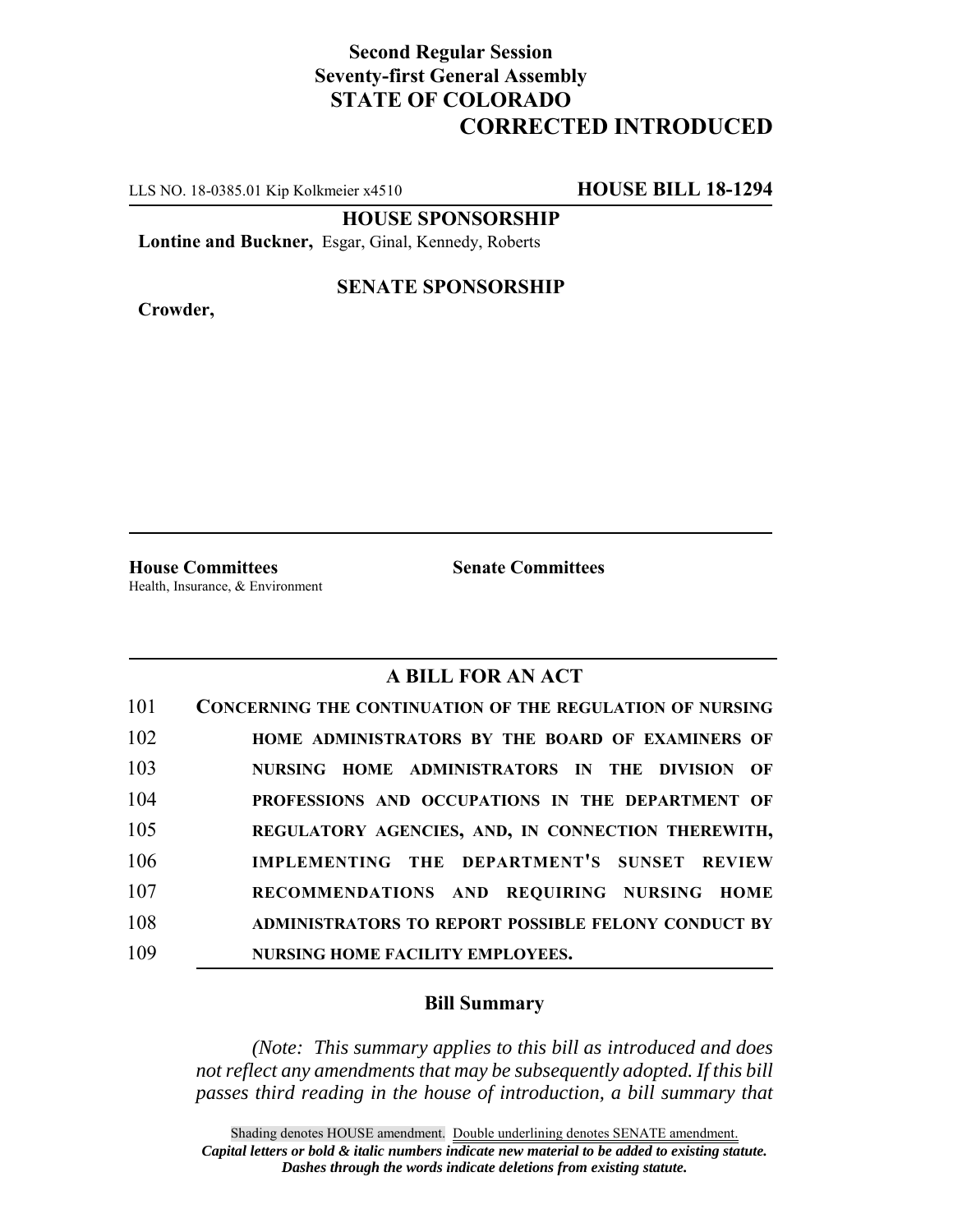**Second Regular Session**
**Seventy-first General Assembly**
**STATE OF COLORADO**

**CORRECTED INTRODUCED**

LLS NO. 18-0385.01 Kip Kolkmeier x4510 **HOUSE BILL 18-1294**

**HOUSE SPONSORSHIP**

**Lontine and Buckner,** Esgar, Ginal, Kennedy, Roberts

**SENATE SPONSORSHIP**

**Crowder,**

**House Committees**
Health, Insurance, & Environment

**Senate Committees**

## A BILL FOR AN ACT

101 **CONCERNING THE CONTINUATION OF THE REGULATION OF NURSING**
102 **HOME ADMINISTRATORS BY THE BOARD OF EXAMINERS OF**
103 **NURSING HOME ADMINISTRATORS IN THE DIVISION OF**
104 **PROFESSIONS AND OCCUPATIONS IN THE DEPARTMENT OF**
105 **REGULATORY AGENCIES, AND, IN CONNECTION THEREWITH,**
106 **IMPLEMENTING THE DEPARTMENT'S SUNSET REVIEW**
107 **RECOMMENDATIONS AND REQUIRING NURSING HOME**
108 **ADMINISTRATORS TO REPORT POSSIBLE FELONY CONDUCT BY**
109 **NURSING HOME FACILITY EMPLOYEES.**

### Bill Summary

*(Note: This summary applies to this bill as introduced and does not reflect any amendments that may be subsequently adopted. If this bill passes third reading in the house of introduction, a bill summary that*

Shading denotes HOUSE amendment. Double underlining denotes SENATE amendment.
***Capital letters or bold & italic numbers indicate new material to be added to existing statute.***
***Dashes through the words indicate deletions from existing statute.***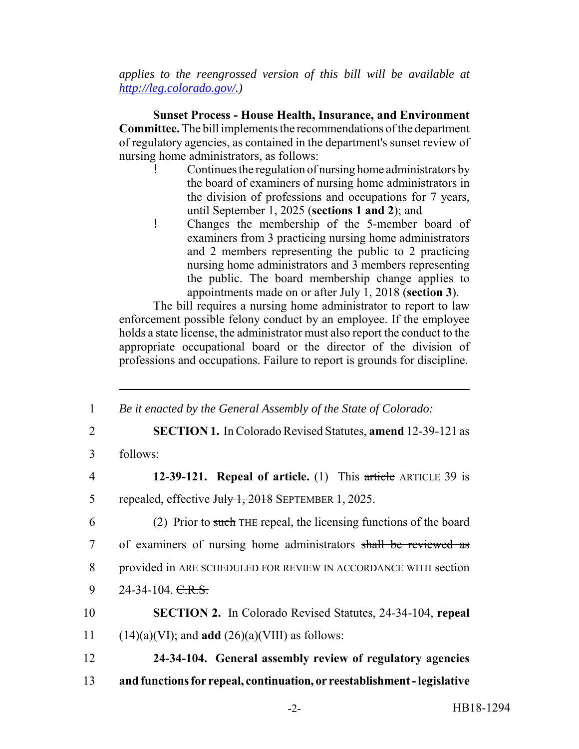*applies to the reengrossed version of this bill will be available at [http://leg.colorado.gov/](http://leg.colorado.gov/).)*

**Sunset Process - House Health, Insurance, and Environment Committee.** The bill implements the recommendations of the department of regulatory agencies, as contained in the department's sunset review of nursing home administrators, as follows:

- Continues the regulation of nursing home administrators by the board of examiners of nursing home administrators in the division of professions and occupations for 7 years, until September 1, 2025 (**sections 1 and 2**); and
- Changes the membership of the 5-member board of examiners from 3 practicing nursing home administrators and 2 members representing the public to 2 practicing nursing home administrators and 3 members representing the public. The board membership change applies to appointments made on or after July 1, 2018 (**section 3**).

The bill requires a nursing home administrator to report to law enforcement possible felony conduct by an employee. If the employee holds a state license, the administrator must also report the conduct to the appropriate occupational board or the director of the division of professions and occupations. Failure to report is grounds for discipline.

---

1 *Be it enacted by the General Assembly of the State of Colorado:*

2 **SECTION 1.** In Colorado Revised Statutes, **amend** 12-39-121 as

3 follows:

4 **12-39-121. Repeal of article.** (1) This ~~article~~ ARTICLE 39 is

5 repealed, effective ~~July 1, 2018~~ SEPTEMBER 1, 2025.

6 (2) Prior to ~~such~~ THE repeal, the licensing functions of the board

7 of examiners of nursing home administrators ~~shall be reviewed as~~

8 ~~provided in~~ ARE SCHEDULED FOR REVIEW IN ACCORDANCE WITH section

9 24-34-104. ~~C.R.S.~~

10 **SECTION 2.** In Colorado Revised Statutes, 24-34-104, **repeal**

11 (14)(a)(VI); and **add** (26)(a)(VIII) as follows:

12 **24-34-104. General assembly review of regulatory agencies**

13 **and functions for repeal, continuation, or reestablishment - legislative**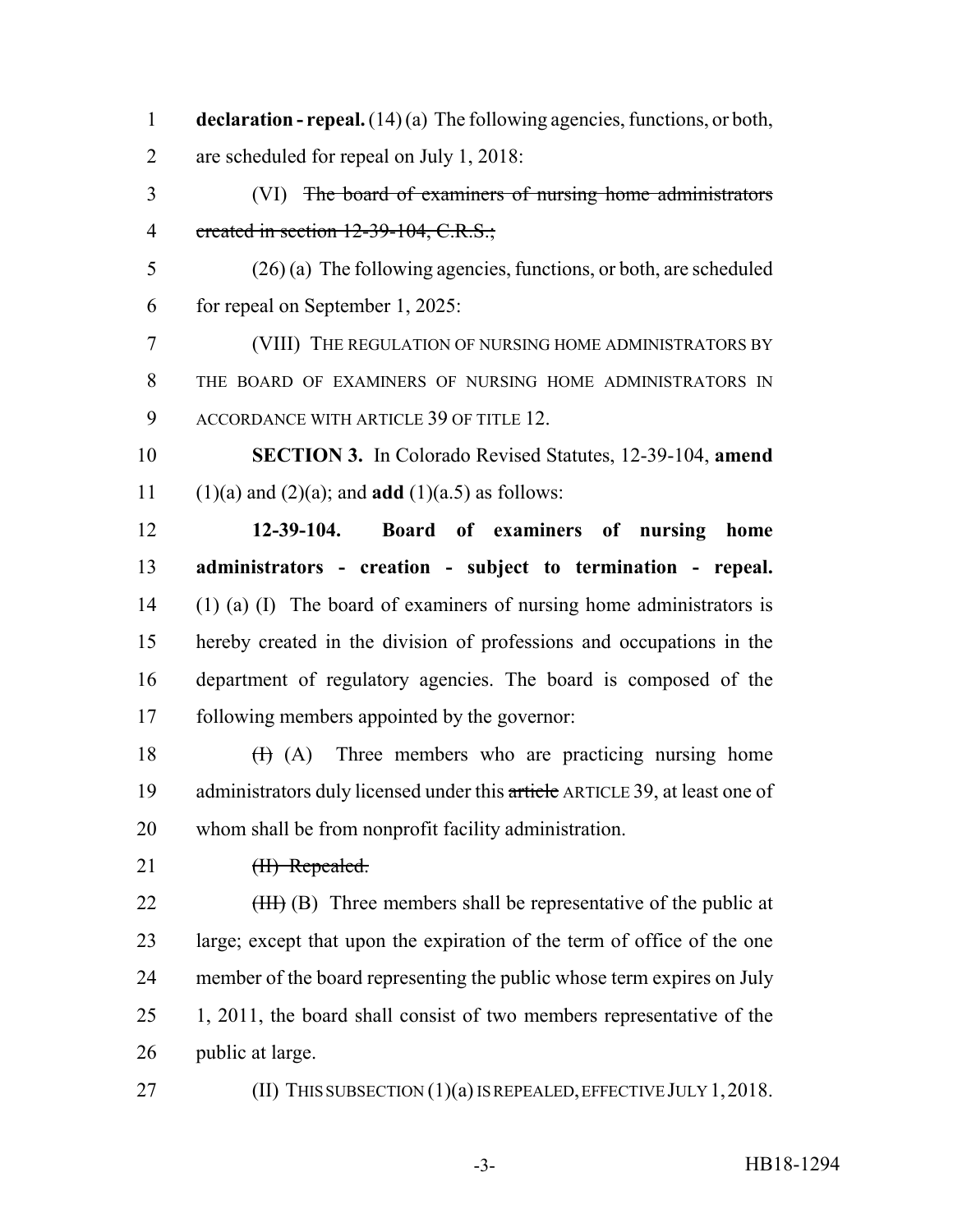**declaration - repeal.** (14) (a) The following agencies, functions, or both, are scheduled for repeal on July 1, 2018:

(VI) ~~The board of examiners of nursing home administrators created in section 12-39-104, C.R.S.;~~

(26) (a) The following agencies, functions, or both, are scheduled for repeal on September 1, 2025:

(VIII) THE REGULATION OF NURSING HOME ADMINISTRATORS BY THE BOARD OF EXAMINERS OF NURSING HOME ADMINISTRATORS IN ACCORDANCE WITH ARTICLE 39 OF TITLE 12.

**SECTION 3.** In Colorado Revised Statutes, 12-39-104, **amend** (1)(a) and (2)(a); and **add** (1)(a.5) as follows:

**12-39-104. Board of examiners of nursing home administrators - creation - subject to termination - repeal.** (1) (a) (I) The board of examiners of nursing home administrators is hereby created in the division of professions and occupations in the department of regulatory agencies. The board is composed of the following members appointed by the governor:

~~(I)~~ (A) Three members who are practicing nursing home administrators duly licensed under this ~~article~~ ARTICLE 39, at least one of whom shall be from nonprofit facility administration.

~~(II) Repealed.~~

~~(III)~~ (B) Three members shall be representative of the public at large; except that upon the expiration of the term of office of the one member of the board representing the public whose term expires on July 1, 2011, the board shall consist of two members representative of the public at large.

(II) THIS SUBSECTION (1)(a) IS REPEALED, EFFECTIVE JULY 1, 2018.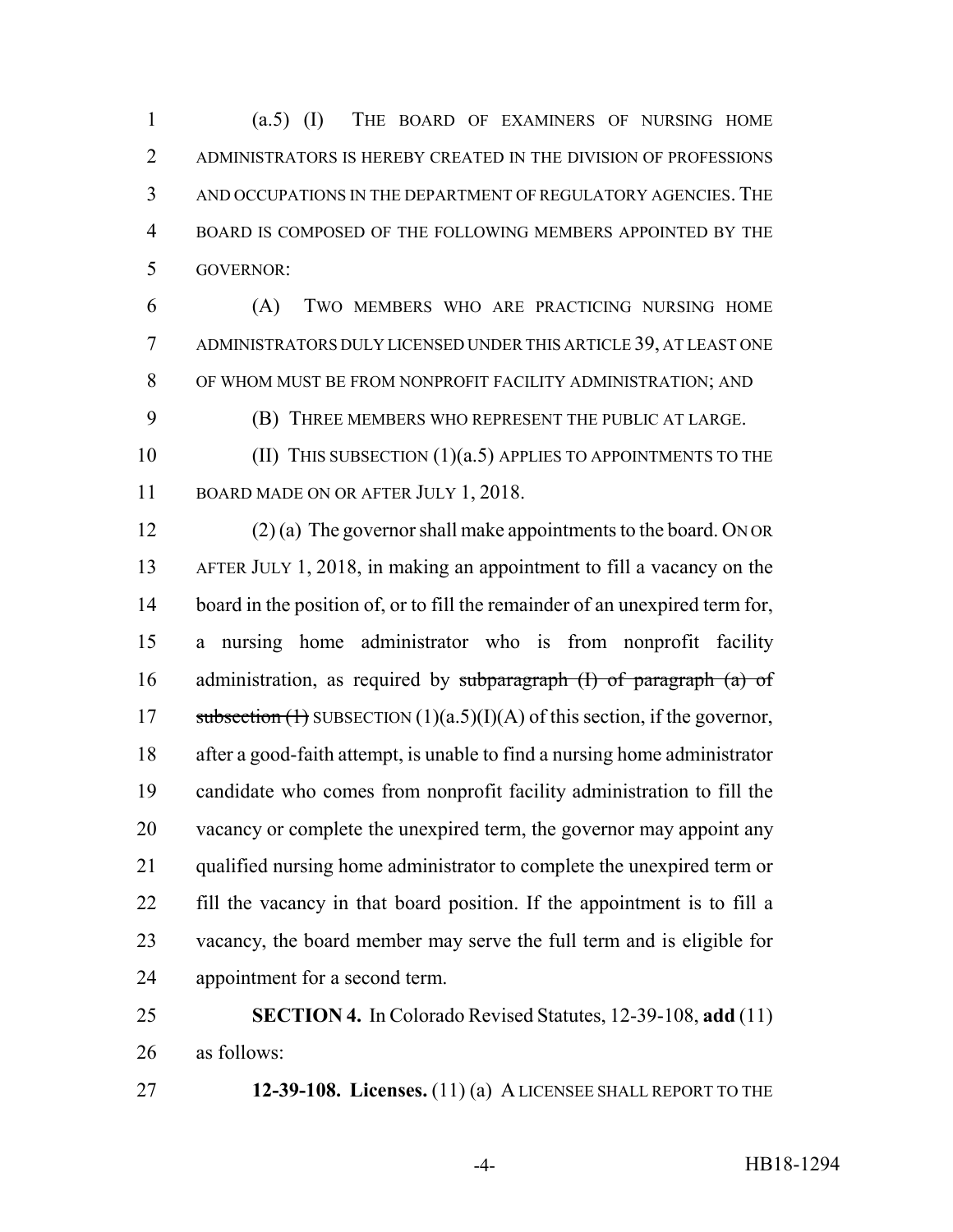(a.5) (I) THE BOARD OF EXAMINERS OF NURSING HOME ADMINISTRATORS IS HEREBY CREATED IN THE DIVISION OF PROFESSIONS AND OCCUPATIONS IN THE DEPARTMENT OF REGULATORY AGENCIES. THE BOARD IS COMPOSED OF THE FOLLOWING MEMBERS APPOINTED BY THE GOVERNOR:

(A) TWO MEMBERS WHO ARE PRACTICING NURSING HOME ADMINISTRATORS DULY LICENSED UNDER THIS ARTICLE 39, AT LEAST ONE OF WHOM MUST BE FROM NONPROFIT FACILITY ADMINISTRATION; AND

(B) THREE MEMBERS WHO REPRESENT THE PUBLIC AT LARGE.

(II) THIS SUBSECTION (1)(a.5) APPLIES TO APPOINTMENTS TO THE BOARD MADE ON OR AFTER JULY 1, 2018.

(2) (a) The governor shall make appointments to the board. ON OR AFTER JULY 1, 2018, in making an appointment to fill a vacancy on the board in the position of, or to fill the remainder of an unexpired term for, a nursing home administrator who is from nonprofit facility administration, as required by ~~subparagraph (I) of paragraph (a) of subsection (1)~~ SUBSECTION (1)(a.5)(I)(A) of this section, if the governor, after a good-faith attempt, is unable to find a nursing home administrator candidate who comes from nonprofit facility administration to fill the vacancy or complete the unexpired term, the governor may appoint any qualified nursing home administrator to complete the unexpired term or fill the vacancy in that board position. If the appointment is to fill a vacancy, the board member may serve the full term and is eligible for appointment for a second term.

**SECTION 4.** In Colorado Revised Statutes, 12-39-108, **add** (11) as follows:

**12-39-108. Licenses.** (11) (a) A LICENSEE SHALL REPORT TO THE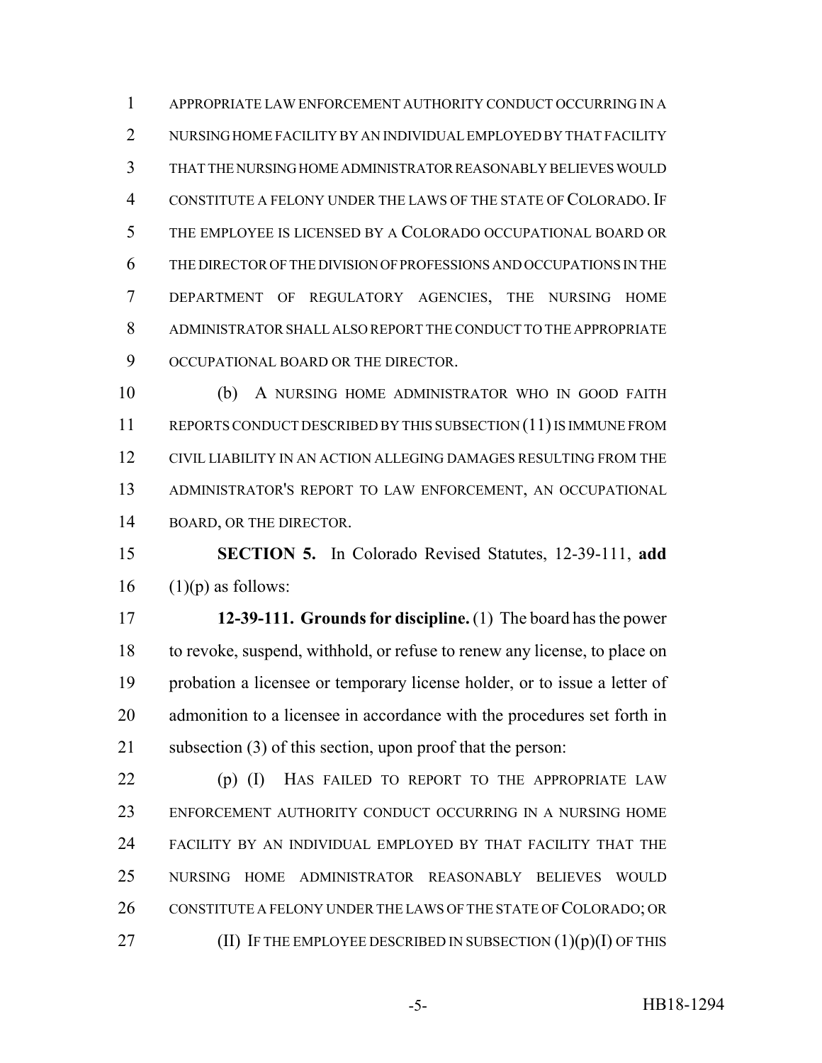APPROPRIATE LAW ENFORCEMENT AUTHORITY CONDUCT OCCURRING IN A NURSING HOME FACILITY BY AN INDIVIDUAL EMPLOYED BY THAT FACILITY THAT THE NURSING HOME ADMINISTRATOR REASONABLY BELIEVES WOULD CONSTITUTE A FELONY UNDER THE LAWS OF THE STATE OF COLORADO. IF THE EMPLOYEE IS LICENSED BY A COLORADO OCCUPATIONAL BOARD OR THE DIRECTOR OF THE DIVISION OF PROFESSIONS AND OCCUPATIONS IN THE DEPARTMENT OF REGULATORY AGENCIES, THE NURSING HOME ADMINISTRATOR SHALL ALSO REPORT THE CONDUCT TO THE APPROPRIATE OCCUPATIONAL BOARD OR THE DIRECTOR.

(b) A NURSING HOME ADMINISTRATOR WHO IN GOOD FAITH REPORTS CONDUCT DESCRIBED BY THIS SUBSECTION (11) IS IMMUNE FROM CIVIL LIABILITY IN AN ACTION ALLEGING DAMAGES RESULTING FROM THE ADMINISTRATOR'S REPORT TO LAW ENFORCEMENT, AN OCCUPATIONAL BOARD, OR THE DIRECTOR.

**SECTION 5.** In Colorado Revised Statutes, 12-39-111, **add** (1)(p) as follows:

**12-39-111. Grounds for discipline.** (1) The board has the power to revoke, suspend, withhold, or refuse to renew any license, to place on probation a licensee or temporary license holder, or to issue a letter of admonition to a licensee in accordance with the procedures set forth in subsection (3) of this section, upon proof that the person:

(p) (I) HAS FAILED TO REPORT TO THE APPROPRIATE LAW ENFORCEMENT AUTHORITY CONDUCT OCCURRING IN A NURSING HOME FACILITY BY AN INDIVIDUAL EMPLOYED BY THAT FACILITY THAT THE NURSING HOME ADMINISTRATOR REASONABLY BELIEVES WOULD CONSTITUTE A FELONY UNDER THE LAWS OF THE STATE OF COLORADO; OR

(II) IF THE EMPLOYEE DESCRIBED IN SUBSECTION (1)(p)(I) OF THIS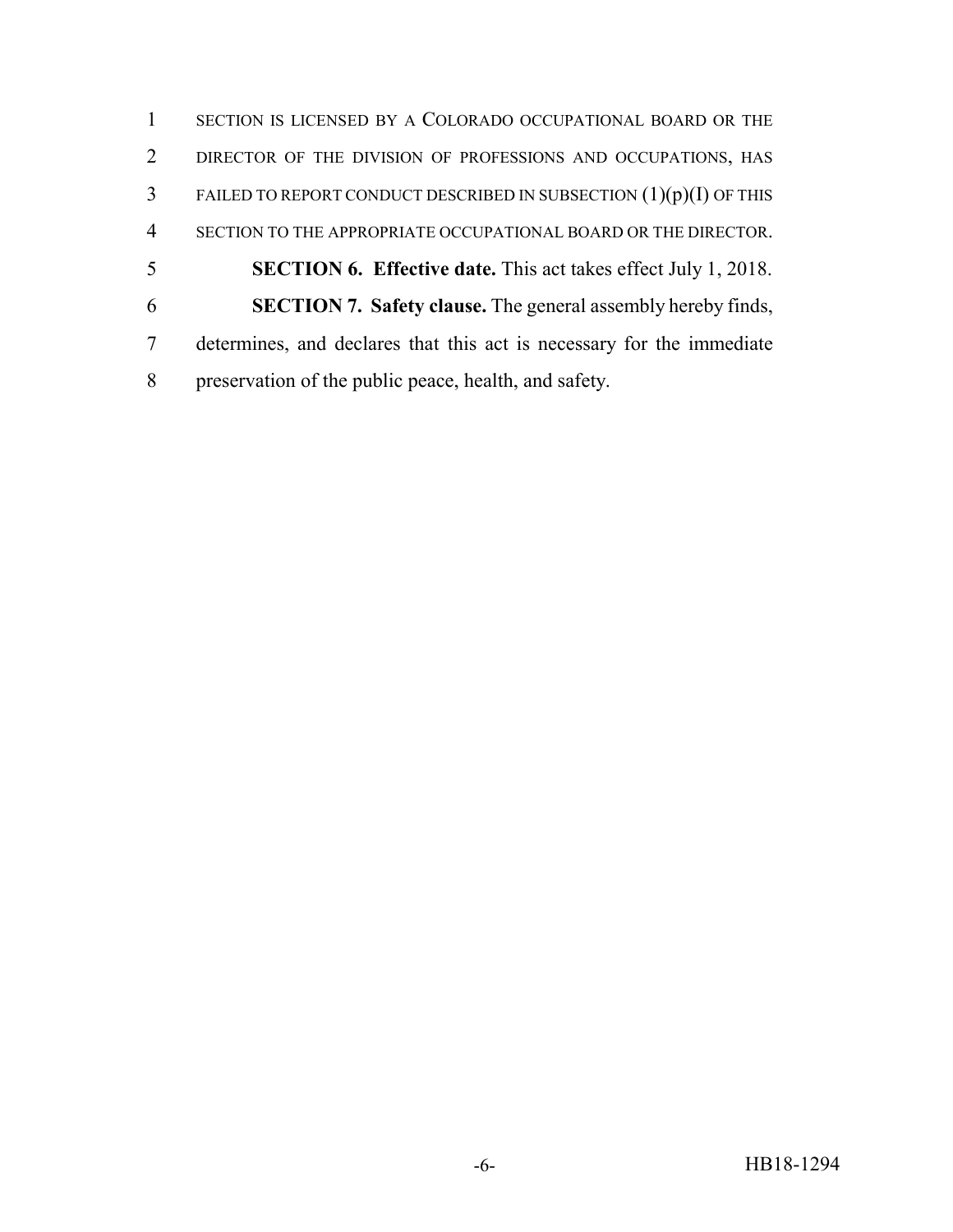SECTION IS LICENSED BY A COLORADO OCCUPATIONAL BOARD OR THE DIRECTOR OF THE DIVISION OF PROFESSIONS AND OCCUPATIONS, HAS FAILED TO REPORT CONDUCT DESCRIBED IN SUBSECTION (1)(p)(I) OF THIS SECTION TO THE APPROPRIATE OCCUPATIONAL BOARD OR THE DIRECTOR.

**SECTION 6. Effective date.** This act takes effect July 1, 2018.

**SECTION 7. Safety clause.** The general assembly hereby finds, determines, and declares that this act is necessary for the immediate preservation of the public peace, health, and safety.